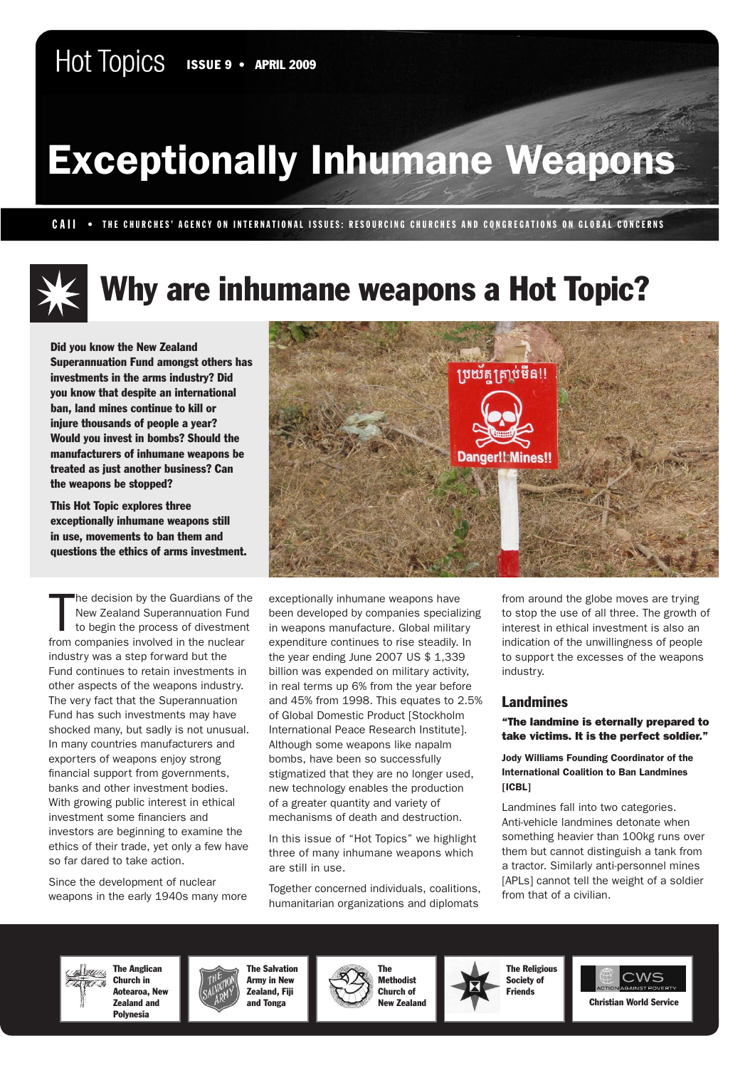Hot Topics **ISSUE 9 • APRIL 2009**

# Exceptionally Inhumane Weapons

**CAII • THE CHURCHES' AGENCY ON INTERNATIONAL ISSUES: RESOURCING CHURCHES AND CONGREGATIONS ON GLOBAL CONCERNS**

## Why are inhumane weapons a Hot Topic?

**Did you know the New Zealand Superannuation Fund amongst others has investments in the arms industry? Did you know that despite an international ban, land mines continue to kill or injure thousands of people a year? Would you invest in bombs? Should the manufacturers of inhumane weapons be treated as just another business? Can the weapons be stopped?**

**This Hot Topic explores three exceptionally inhumane weapons still in use, movements to ban them and questions the ethics of arms investment.**

The decision by the Guardians of the New Zealand Superannuation Fund to begin the process of divestment from companies involved in the nuclear industry was a step forward but the Fund continues to retain investments in other aspects of the weapons industry. The very fact that the Superannuation Fund has such investments may have shocked many, but sadly is not unusual. In many countries manufacturers and exporters of weapons enjoy strong financial support from governments, banks and other investment bodies. With growing public interest in ethical investment some financiers and investors are beginning to examine the ethics of their trade, yet only a few have so far dared to take action.

Since the development of nuclear weapons in the early 1940s many more exceptionally inhumane weapons have been developed by companies specializing in weapons manufacture. Global military expenditure continues to rise steadily. In the year ending June 2007 US $ 1,339 billion was expended on military activity, in real terms up 6% from the year before and 45% from 1998. This equates to 2.5% of Global Domestic Product [Stockholm International Peace Research Institute]. Although some weapons like napalm bombs, have been so successfully stigmatized that they are no longer used, new technology enables the production of a greater quantity and variety of mechanisms of death and destruction.

In this issue of "Hot Topics" we highlight three of many inhumane weapons which are still in use.

Together concerned individuals, coalitions, humanitarian organizations and diplomats from around the globe moves are trying to stop the use of all three. The growth of interest in ethical investment is also an indication of the unwillingness of people to support the excesses of the weapons industry.

### Landmines

**"The landmine is eternally prepared to take victims. It is the perfect soldier."**

**Jody Williams Founding Coordinator of the International Coalition to Ban Landmines [ICBL]**

Landmines fall into two categories. Anti-vehicle landmines detonate when something heavier than 100kg runs over them but cannot distinguish a tank from a tractor. Similarly anti-personnel mines [APLs] cannot tell the weight of a soldier from that of a civilian.

The Anglican Church in Aotearoa, New Zealand and Polynesia | The Salvation Army in New Zealand, Fiji and Tonga | The Methodist Church of New Zealand | The Religious Society of Friends | CWS Christian World Service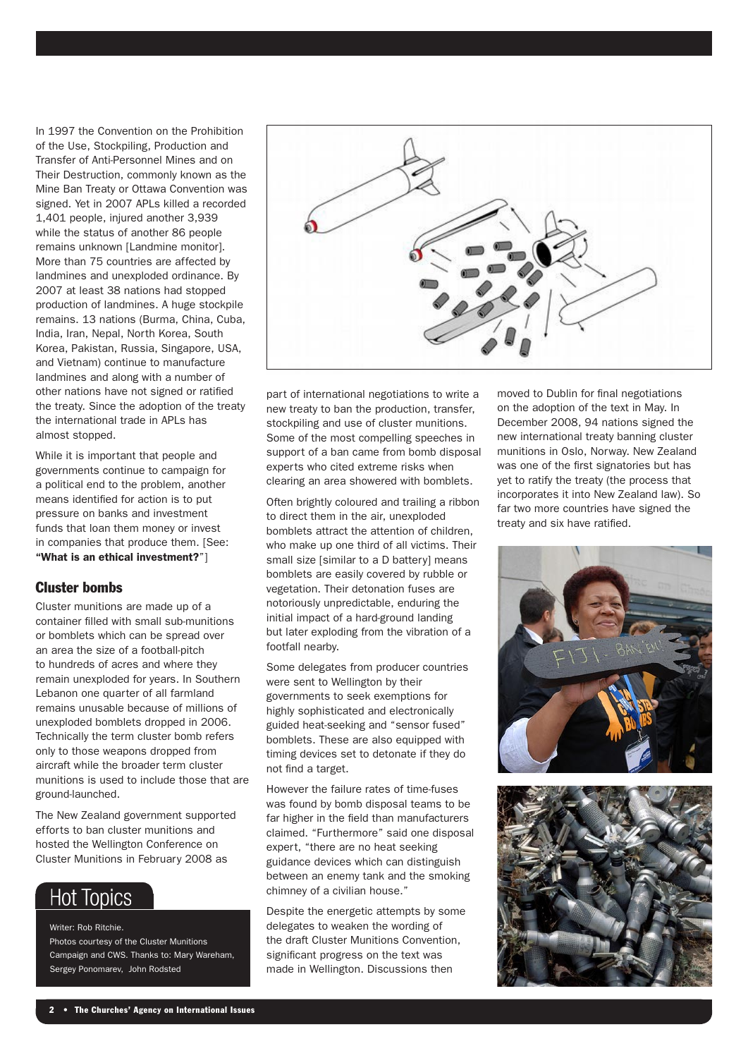In 1997 the Convention on the Prohibition of the Use, Stockpiling, Production and Transfer of Anti-Personnel Mines and on Their Destruction, commonly known as the Mine Ban Treaty or Ottawa Convention was signed. Yet in 2007 APLs killed a recorded 1,401 people, injured another 3,939 while the status of another 86 people remains unknown [Landmine monitor]. More than 75 countries are affected by landmines and unexploded ordinance. By 2007 at least 38 nations had stopped production of landmines. A huge stockpile remains. 13 nations (Burma, China, Cuba, India, Iran, Nepal, North Korea, South Korea, Pakistan, Russia, Singapore, USA, and Vietnam) continue to manufacture landmines and along with a number of other nations have not signed or ratified the treaty. Since the adoption of the treaty the international trade in APLs has almost stopped.

While it is important that people and governments continue to campaign for a political end to the problem, another means identified for action is to put pressure on banks and investment funds that loan them money or invest in companies that produce them. [See: **"What is an ethical investment?"**]

## Cluster bombs

Cluster munitions are made up of a container filled with small sub-munitions or bomblets which can be spread over an area the size of a football-pitch to hundreds of acres and where they remain unexploded for years. In Southern Lebanon one quarter of all farmland remains unusable because of millions of unexploded bomblets dropped in 2006. Technically the term cluster bomb refers only to those weapons dropped from aircraft while the broader term cluster munitions is used to include those that are ground-launched.

The New Zealand government supported efforts to ban cluster munitions and hosted the Wellington Conference on Cluster Munitions in February 2008 as part of international negotiations to write a new treaty to ban the production, transfer, stockpiling and use of cluster munitions. Some of the most compelling speeches in support of a ban came from bomb disposal experts who cited extreme risks when clearing an area showered with bomblets.

Often brightly coloured and trailing a ribbon to direct them in the air, unexploded bomblets attract the attention of children, who make up one third of all victims. Their small size [similar to a D battery] means bomblets are easily covered by rubble or vegetation. Their detonation fuses are notoriously unpredictable, enduring the initial impact of a hard-ground landing but later exploding from the vibration of a footfall nearby.

Some delegates from producer countries were sent to Wellington by their governments to seek exemptions for highly sophisticated and electronically guided heat-seeking and "sensor fused" bomblets. These are also equipped with timing devices set to detonate if they do not find a target.

However the failure rates of time-fuses was found by bomb disposal teams to be far higher in the field than manufacturers claimed. "Furthermore" said one disposal expert, "there are no heat seeking guidance devices which can distinguish between an enemy tank and the smoking chimney of a civilian house."

Despite the energetic attempts by some delegates to weaken the wording of the draft Cluster Munitions Convention, significant progress on the text was made in Wellington. Discussions then moved to Dublin for final negotiations on the adoption of the text in May. In December 2008, 94 nations signed the new international treaty banning cluster munitions in Oslo, Norway. New Zealand was one of the first signatories but has yet to ratify the treaty (the process that incorporates it into New Zealand law). So far two more countries have signed the treaty and six have ratified.

## Hot Topics

Writer: Rob Ritchie.
Photos courtesy of the Cluster Munitions Campaign and CWS. Thanks to: Mary Wareham, Sergey Ponomarev, John Rodsted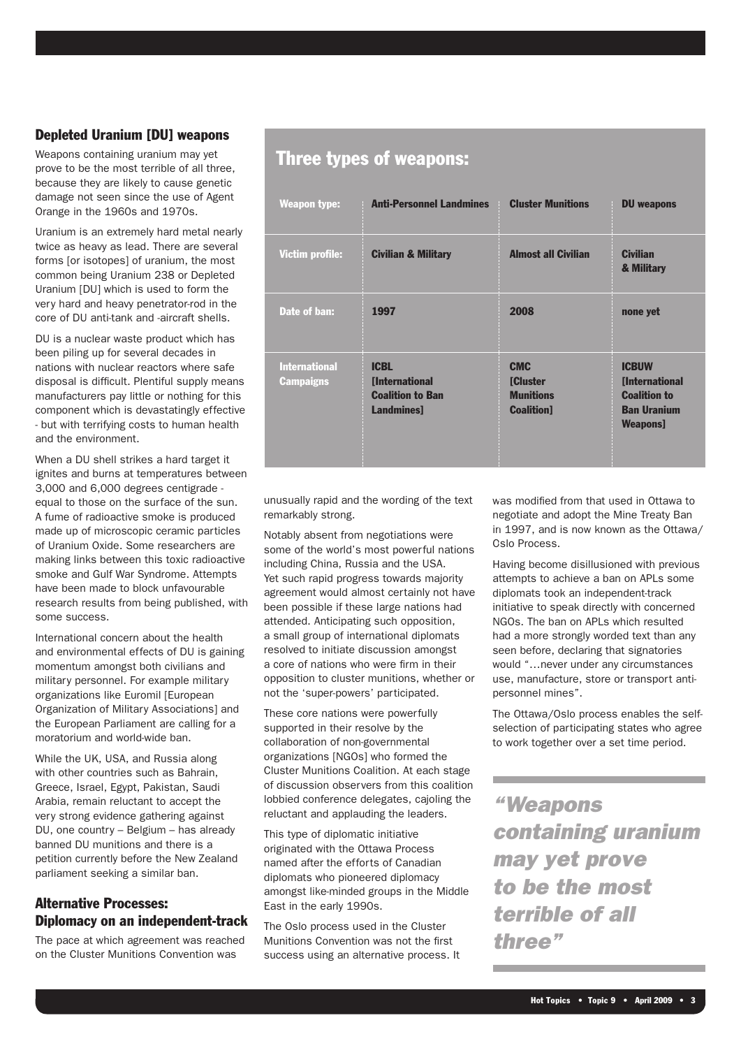## Depleted Uranium [DU] weapons

Weapons containing uranium may yet prove to be the most terrible of all three, because they are likely to cause genetic damage not seen since the use of Agent Orange in the 1960s and 1970s.

Uranium is an extremely hard metal nearly twice as heavy as lead. There are several forms [or isotopes] of uranium, the most common being Uranium 238 or Depleted Uranium [DU] which is used to form the very hard and heavy penetrator-rod in the core of DU anti-tank and -aircraft shells.

DU is a nuclear waste product which has been piling up for several decades in nations with nuclear reactors where safe disposal is difficult. Plentiful supply means manufacturers pay little or nothing for this component which is devastatingly effective - but with terrifying costs to human health and the environment.

When a DU shell strikes a hard target it ignites and burns at temperatures between 3,000 and 6,000 degrees centigrade - equal to those on the surface of the sun. A fume of radioactive smoke is produced made up of microscopic ceramic particles of Uranium Oxide. Some researchers are making links between this toxic radioactive smoke and Gulf War Syndrome. Attempts have been made to block unfavourable research results from being published, with some success.

International concern about the health and environmental effects of DU is gaining momentum amongst both civilians and military personnel. For example military organizations like Euromil [European Organization of Military Associations] and the European Parliament are calling for a moratorium and world-wide ban.

While the UK, USA, and Russia along with other countries such as Bahrain, Greece, Israel, Egypt, Pakistan, Saudi Arabia, remain reluctant to accept the very strong evidence gathering against DU, one country – Belgium – has already banned DU munitions and there is a petition currently before the New Zealand parliament seeking a similar ban.

## Three types of weapons:

| Weapon type: | Anti-Personnel Landmines | Cluster Munitions | DU weapons |
|---|---|---|---|
| Victim profile: | Civilian & Military | Almost all Civilian | Civilian & Military |
| Date of ban: | 1997 | 2008 | none yet |
| International Campaigns | ICBL [International Coalition to Ban Landmines] | CMC [Cluster Munitions Coalition] | ICBUW [International Coalition to Ban Uranium Weapons] |

## Alternative Processes: Diplomacy on an independent-track

The pace at which agreement was reached on the Cluster Munitions Convention was unusually rapid and the wording of the text remarkably strong.

Notably absent from negotiations were some of the world's most powerful nations including China, Russia and the USA. Yet such rapid progress towards majority agreement would almost certainly not have been possible if these large nations had attended. Anticipating such opposition, a small group of international diplomats resolved to initiate discussion amongst a core of nations who were firm in their opposition to cluster munitions, whether or not the 'super-powers' participated.

These core nations were powerfully supported in their resolve by the collaboration of non-governmental organizations [NGOs] who formed the Cluster Munitions Coalition. At each stage of discussion observers from this coalition lobbied conference delegates, cajoling the reluctant and applauding the leaders.

This type of diplomatic initiative originated with the Ottawa Process named after the efforts of Canadian diplomats who pioneered diplomacy amongst like-minded groups in the Middle East in the early 1990s.

The Oslo process used in the Cluster Munitions Convention was not the first success using an alternative process. It was modified from that used in Ottawa to negotiate and adopt the Mine Treaty Ban in 1997, and is now known as the Ottawa/Oslo Process.

Having become disillusioned with previous attempts to achieve a ban on APLs some diplomats took an independent-track initiative to speak directly with concerned NGOs. The ban on APLs which resulted had a more strongly worded text than any seen before, declaring that signatories would "…never under any circumstances use, manufacture, store or transport anti-personnel mines".

The Ottawa/Oslo process enables the self-selection of participating states who agree to work together over a set time period.

> *"Weapons containing uranium may yet prove to be the most terrible of all three"*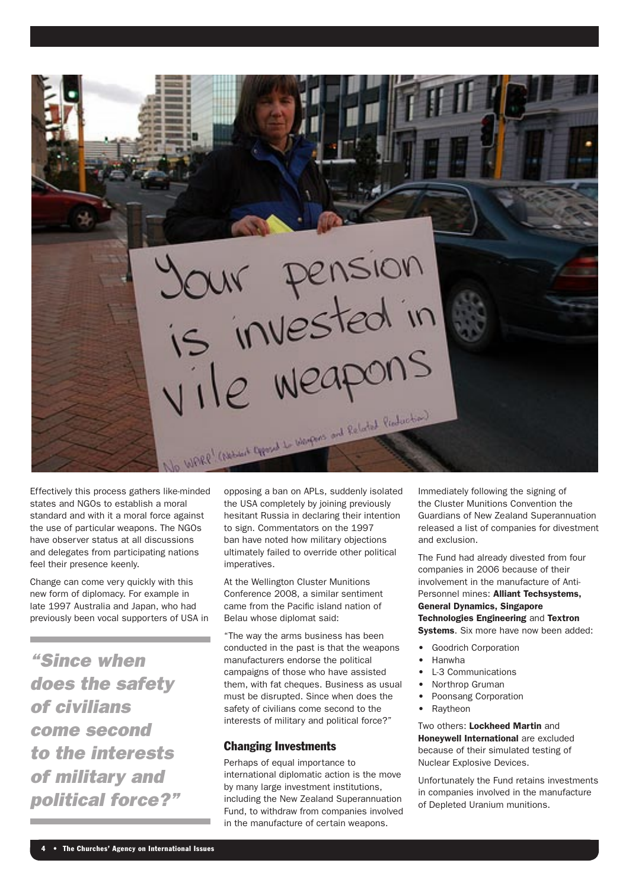Effectively this process gathers like-minded states and NGOs to establish a moral standard and with it a moral force against the use of particular weapons. The NGOs have observer status at all discussions and delegates from participating nations feel their presence keenly.

Change can come very quickly with this new form of diplomacy. For example in late 1997 Australia and Japan, who had previously been vocal supporters of USA in opposing a ban on APLs, suddenly isolated the USA completely by joining previously hesitant Russia in declaring their intention to sign. Commentators on the 1997 ban have noted how military objections ultimately failed to override other political imperatives.

At the Wellington Cluster Munitions Conference 2008, a similar sentiment came from the Pacific island nation of Belau whose diplomat said:

"The way the arms business has been conducted in the past is that the weapons manufacturers endorse the political campaigns of those who have assisted them, with fat cheques. Business as usual must be disrupted. Since when does the safety of civilians come second to the interests of military and political force?"

> ***"Since when does the safety of civilians come second to the interests of military and political force?"***

## Changing Investments

Perhaps of equal importance to international diplomatic action is the move by many large investment institutions, including the New Zealand Superannuation Fund, to withdraw from companies involved in the manufacture of certain weapons.

Immediately following the signing of the Cluster Munitions Convention the Guardians of New Zealand Superannuation released a list of companies for divestment and exclusion.

The Fund had already divested from four companies in 2006 because of their involvement in the manufacture of Anti-Personnel mines: **Alliant Techsystems, General Dynamics, Singapore Technologies Engineering** and **Textron Systems**. Six more have now been added:

- Goodrich Corporation
- Hanwha
- L-3 Communications
- Northrop Gruman
- Poonsang Corporation
- Raytheon

Two others: **Lockheed Martin** and **Honeywell International** are excluded because of their simulated testing of Nuclear Explosive Devices.

Unfortunately the Fund retains investments in companies involved in the manufacture of Depleted Uranium munitions.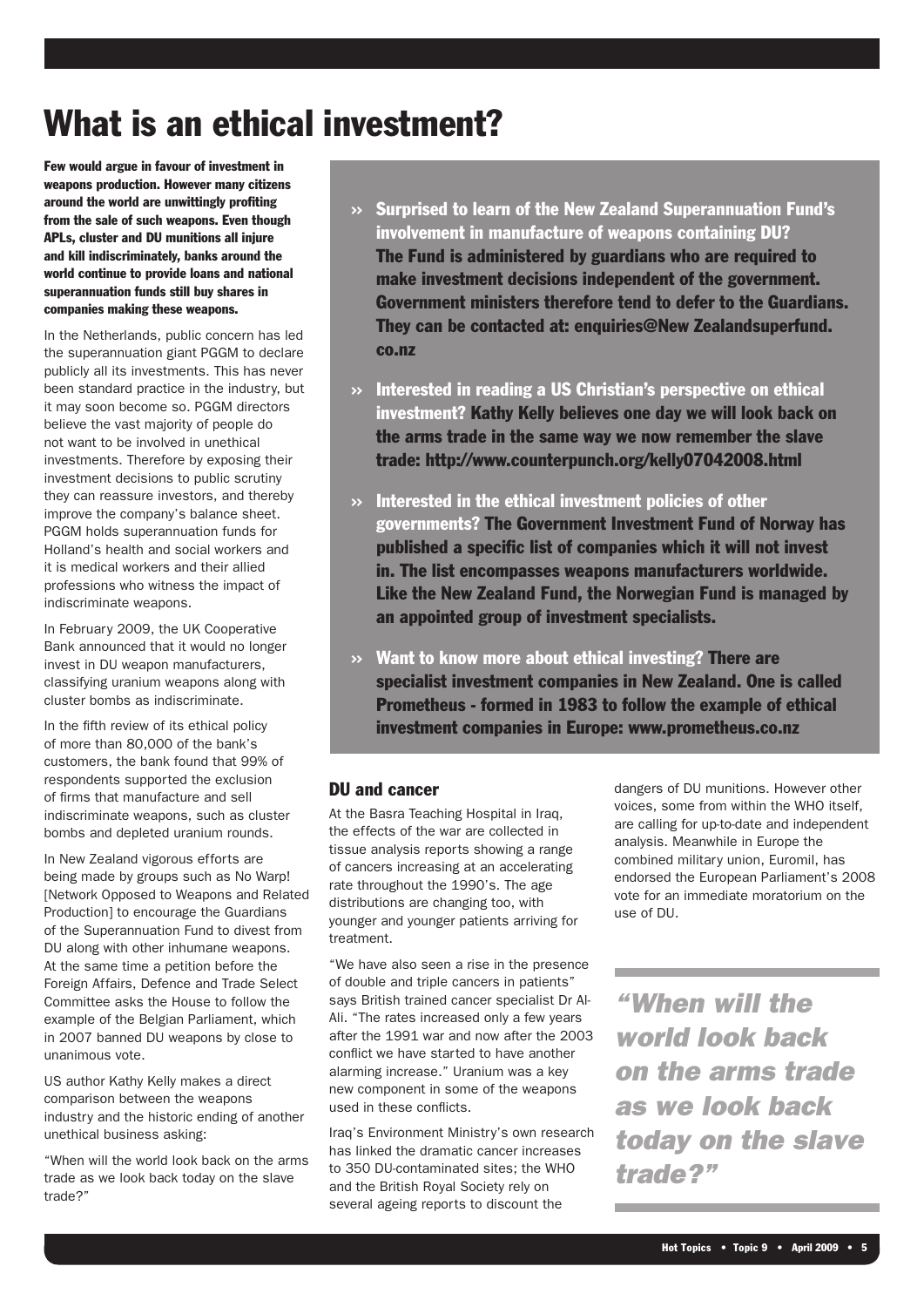# What is an ethical investment?

**Few would argue in favour of investment in weapons production. However many citizens around the world are unwittingly profiting from the sale of such weapons. Even though APLs, cluster and DU munitions all injure and kill indiscriminately, banks around the world continue to provide loans and national superannuation funds still buy shares in companies making these weapons.**

In the Netherlands, public concern has led the superannuation giant PGGM to declare publicly all its investments. This has never been standard practice in the industry, but it may soon become so. PGGM directors believe the vast majority of people do not want to be involved in unethical investments. Therefore by exposing their investment decisions to public scrutiny they can reassure investors, and thereby improve the company's balance sheet. PGGM holds superannuation funds for Holland's health and social workers and it is medical workers and their allied professions who witness the impact of indiscriminate weapons.

In February 2009, the UK Cooperative Bank announced that it would no longer invest in DU weapon manufacturers, classifying uranium weapons along with cluster bombs as indiscriminate.

In the fifth review of its ethical policy of more than 80,000 of the bank's customers, the bank found that 99% of respondents supported the exclusion of firms that manufacture and sell indiscriminate weapons, such as cluster bombs and depleted uranium rounds.

In New Zealand vigorous efforts are being made by groups such as No Warp! [Network Opposed to Weapons and Related Production] to encourage the Guardians of the Superannuation Fund to divest from DU along with other inhumane weapons. At the same time a petition before the Foreign Affairs, Defence and Trade Select Committee asks the House to follow the example of the Belgian Parliament, which in 2007 banned DU weapons by close to unanimous vote.

US author Kathy Kelly makes a direct comparison between the weapons industry and the historic ending of another unethical business asking:

"When will the world look back on the arms trade as we look back today on the slave trade?"

- **Surprised to learn of the New Zealand Superannuation Fund's involvement in manufacture of weapons containing DU?** The Fund is administered by guardians who are required to make investment decisions independent of the government. Government ministers therefore tend to defer to the Guardians. They can be contacted at: enquiries@New Zealandsuperfund.co.nz
- **Interested in reading a US Christian's perspective on ethical investment?** Kathy Kelly believes one day we will look back on the arms trade in the same way we now remember the slave trade: http://www.counterpunch.org/kelly07042008.html
- **Interested in the ethical investment policies of other governments?** The Government Investment Fund of Norway has published a specific list of companies which it will not invest in. The list encompasses weapons manufacturers worldwide. Like the New Zealand Fund, the Norwegian Fund is managed by an appointed group of investment specialists.
- **Want to know more about ethical investing?** There are specialist investment companies in New Zealand. One is called Prometheus - formed in 1983 to follow the example of ethical investment companies in Europe: www.prometheus.co.nz

## DU and cancer

At the Basra Teaching Hospital in Iraq, the effects of the war are collected in tissue analysis reports showing a range of cancers increasing at an accelerating rate throughout the 1990's. The age distributions are changing too, with younger and younger patients arriving for treatment.

"We have also seen a rise in the presence of double and triple cancers in patients" says British trained cancer specialist Dr Al-Ali. "The rates increased only a few years after the 1991 war and now after the 2003 conflict we have started to have another alarming increase." Uranium was a key new component in some of the weapons used in these conflicts.

Iraq's Environment Ministry's own research has linked the dramatic cancer increases to 350 DU-contaminated sites; the WHO and the British Royal Society rely on several ageing reports to discount the dangers of DU munitions. However other voices, some from within the WHO itself, are calling for up-to-date and independent analysis. Meanwhile in Europe the combined military union, Euromil, has endorsed the European Parliament's 2008 vote for an immediate moratorium on the use of DU.

> *"When will the world look back on the arms trade as we look back today on the slave trade?"*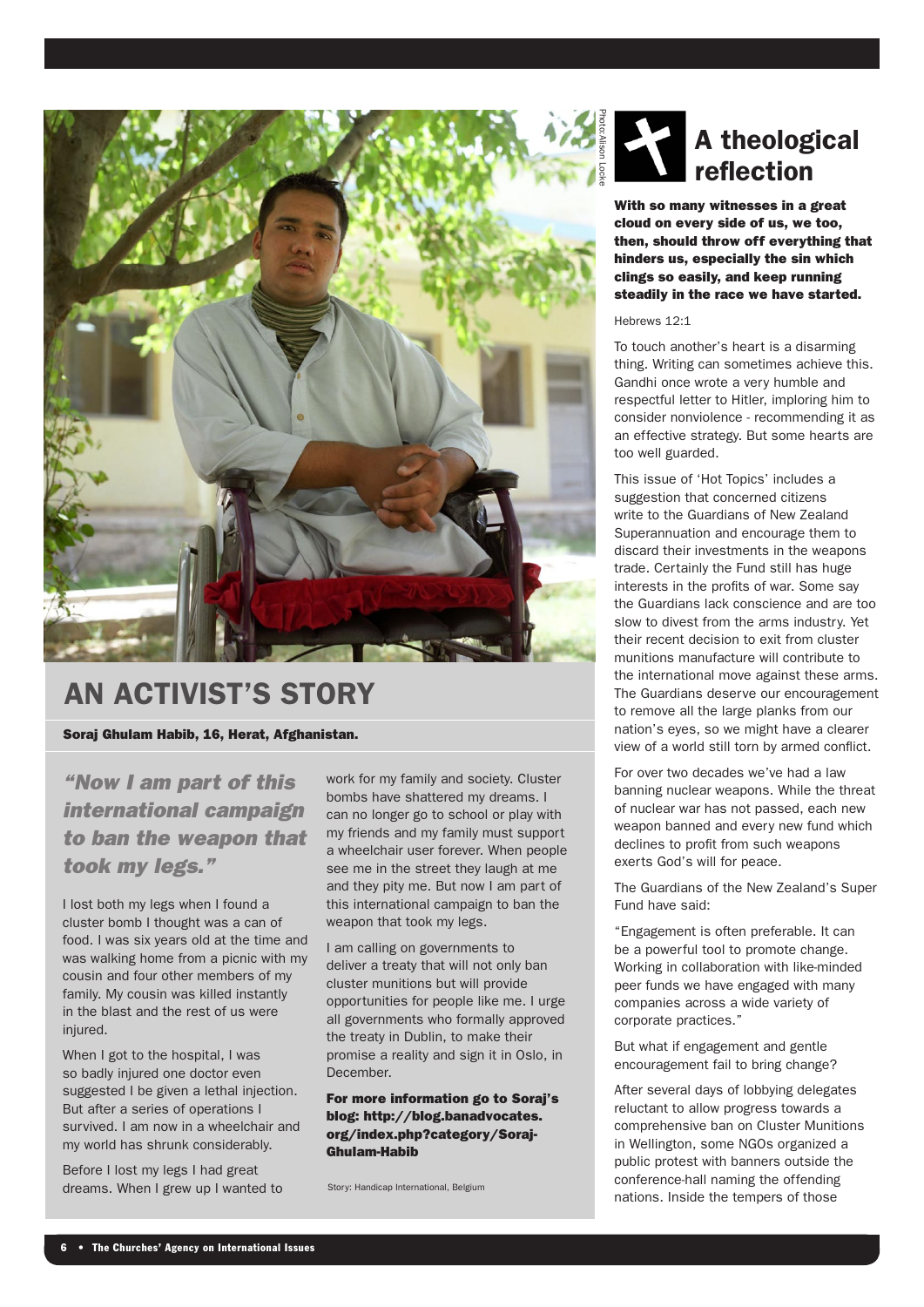## AN ACTIVIST'S STORY

**Soraj Ghulam Habib, 16, Herat, Afghanistan.**

*"Now I am part of this international campaign to ban the weapon that took my legs."*

I lost both my legs when I found a cluster bomb I thought was a can of food. I was six years old at the time and was walking home from a picnic with my cousin and four other members of my family. My cousin was killed instantly in the blast and the rest of us were injured.

When I got to the hospital, I was so badly injured one doctor even suggested I be given a lethal injection. But after a series of operations I survived. I am now in a wheelchair and my world has shrunk considerably.

Before I lost my legs I had great dreams. When I grew up I wanted to work for my family and society. Cluster bombs have shattered my dreams. I can no longer go to school or play with my friends and my family must support a wheelchair user forever. When people see me in the street they laugh at me and they pity me. But now I am part of this international campaign to ban the weapon that took my legs.

I am calling on governments to deliver a treaty that will not only ban cluster munitions but will provide opportunities for people like me. I urge all governments who formally approved the treaty in Dublin, to make their promise a reality and sign it in Oslo, in December.

**For more information go to Soraj's blog: http://blog.banadvocates.org/index.php?category/Soraj-Ghulam-Habib**

Story: Handicap International, Belgium

Photo: Alison Locke

## A theological reflection

**With so many witnesses in a great cloud on every side of us, we too, then, should throw off everything that hinders us, especially the sin which clings so easily, and keep running steadily in the race we have started.**

Hebrews 12:1

To touch another's heart is a disarming thing. Writing can sometimes achieve this. Gandhi once wrote a very humble and respectful letter to Hitler, imploring him to consider nonviolence - recommending it as an effective strategy. But some hearts are too well guarded.

This issue of 'Hot Topics' includes a suggestion that concerned citizens write to the Guardians of New Zealand Superannuation and encourage them to discard their investments in the weapons trade. Certainly the Fund still has huge interests in the profits of war. Some say the Guardians lack conscience and are too slow to divest from the arms industry. Yet their recent decision to exit from cluster munitions manufacture will contribute to the international move against these arms. The Guardians deserve our encouragement to remove all the large planks from our nation's eyes, so we might have a clearer view of a world still torn by armed conflict.

For over two decades we've had a law banning nuclear weapons. While the threat of nuclear war has not passed, each new weapon banned and every new fund which declines to profit from such weapons exerts God's will for peace.

The Guardians of the New Zealand's Super Fund have said:

"Engagement is often preferable. It can be a powerful tool to promote change. Working in collaboration with like-minded peer funds we have engaged with many companies across a wide variety of corporate practices."

But what if engagement and gentle encouragement fail to bring change?

After several days of lobbying delegates reluctant to allow progress towards a comprehensive ban on Cluster Munitions in Wellington, some NGOs organized a public protest with banners outside the conference-hall naming the offending nations. Inside the tempers of those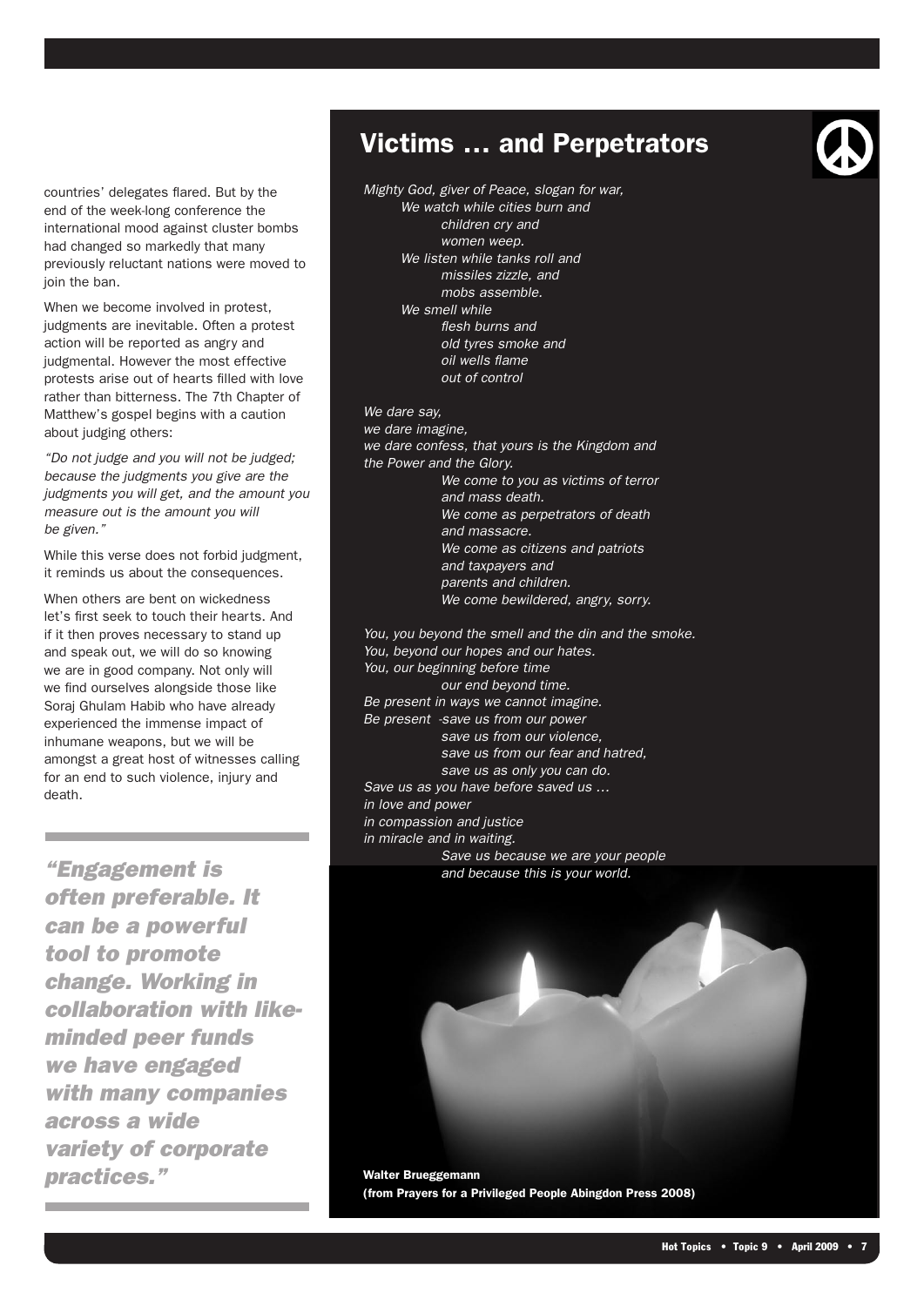countries' delegates flared. But by the end of the week-long conference the international mood against cluster bombs had changed so markedly that many previously reluctant nations were moved to join the ban.

When we become involved in protest, judgments are inevitable. Often a protest action will be reported as angry and judgmental. However the most effective protests arise out of hearts filled with love rather than bitterness. The 7th Chapter of Matthew's gospel begins with a caution about judging others:

*"Do not judge and you will not be judged; because the judgments you give are the judgments you will get, and the amount you measure out is the amount you will be given."*

While this verse does not forbid judgment, it reminds us about the consequences.

When others are bent on wickedness let's first seek to touch their hearts. And if it then proves necessary to stand up and speak out, we will do so knowing we are in good company. Not only will we find ourselves alongside those like Soraj Ghulam Habib who have already experienced the immense impact of inhumane weapons, but we will be amongst a great host of witnesses calling for an end to such violence, injury and death.

***"Engagement is often preferable. It can be a powerful tool to promote change. Working in collaboration with like-minded peer funds we have engaged with many companies across a wide variety of corporate practices."***

## Victims … and Perpetrators

*Mighty God, giver of Peace, slogan for war,*
*We watch while cities burn and*
*children cry and*
*women weep.*
*We listen while tanks roll and*
*missiles zizzle, and*
*mobs assemble.*
*We smell while*
*flesh burns and*
*old tyres smoke and*
*oil wells flame*
*out of control*

*We dare say,*
*we dare imagine,*
*we dare confess, that yours is the Kingdom and the Power and the Glory.*
*We come to you as victims of terror*
*and mass death.*
*We come as perpetrators of death*
*and massacre.*
*We come as citizens and patriots*
*and taxpayers and*
*parents and children.*
*We come bewildered, angry, sorry.*

*You, you beyond the smell and the din and the smoke.*
*You, beyond our hopes and our hates.*
*You, our beginning before time*
*our end beyond time.*
*Be present in ways we cannot imagine.*
*Be present -save us from our power*
*save us from our violence,*
*save us from our fear and hatred,*
*save us as only you can do.*
*Save us as you have before saved us …*
*in love and power*
*in compassion and justice*
*in miracle and in waiting.*
*Save us because we are your people*
*and because this is your world.*

**Walter Brueggemann**
**(from Prayers for a Privileged People Abingdon Press 2008)**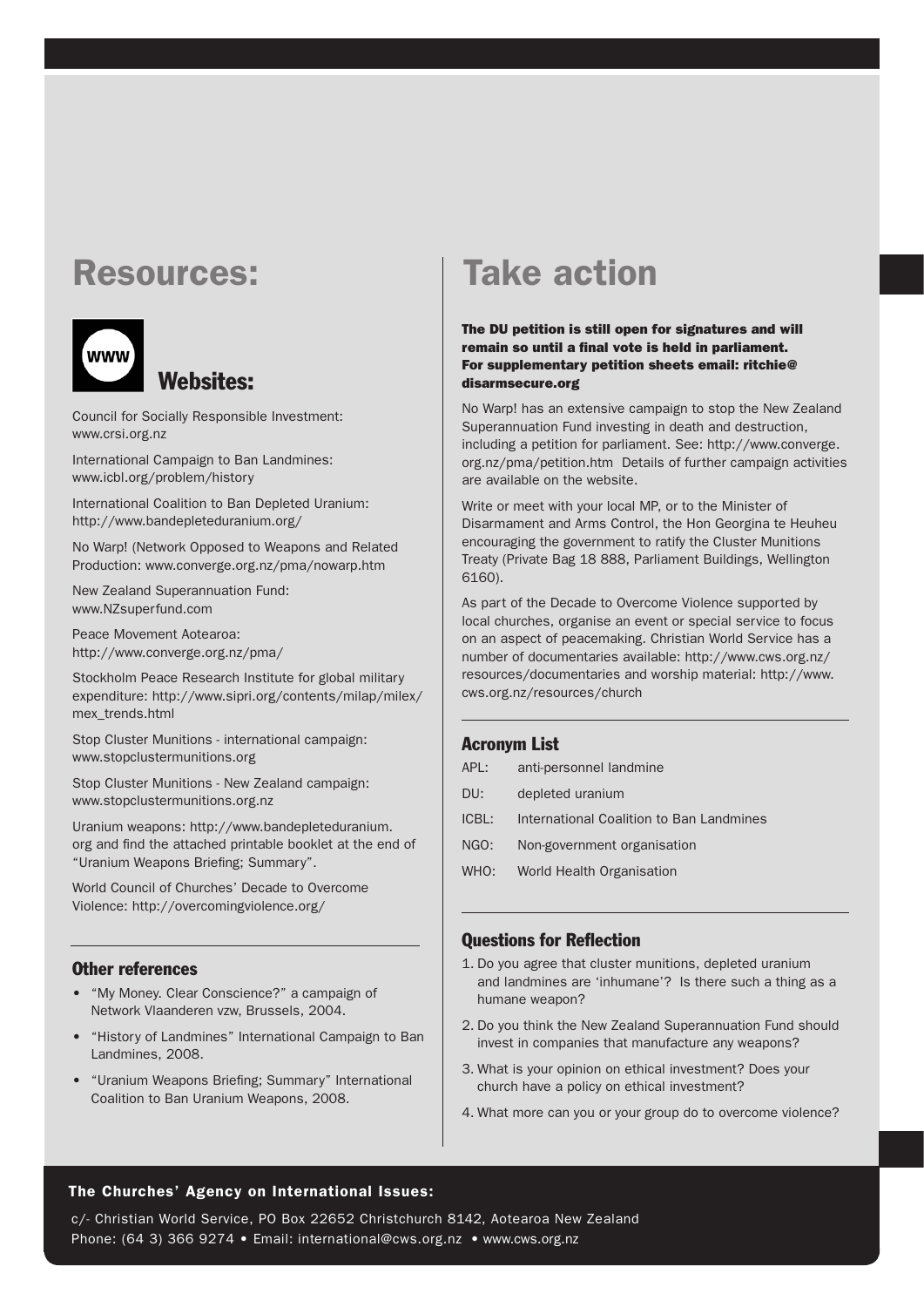## Resources:

### Websites:

Council for Socially Responsible Investment: www.crsi.org.nz

International Campaign to Ban Landmines: www.icbl.org/problem/history

International Coalition to Ban Depleted Uranium: http://www.bandepleteduranium.org/

No Warp! (Network Opposed to Weapons and Related Production: www.converge.org.nz/pma/nowarp.htm

New Zealand Superannuation Fund: www.NZsuperfund.com

Peace Movement Aotearoa: http://www.converge.org.nz/pma/

Stockholm Peace Research Institute for global military expenditure: http://www.sipri.org/contents/milap/milex/mex_trends.html

Stop Cluster Munitions - international campaign: www.stopclustermunitions.org

Stop Cluster Munitions - New Zealand campaign: www.stopclustermunitions.org.nz

Uranium weapons: http://www.bandepleteduranium.org and find the attached printable booklet at the end of "Uranium Weapons Briefing; Summary".

World Council of Churches' Decade to Overcome Violence: http://overcomingviolence.org/

### Other references

- "My Money. Clear Conscience?" a campaign of Network Vlaanderen vzw, Brussels, 2004.
- "History of Landmines" International Campaign to Ban Landmines, 2008.
- "Uranium Weapons Briefing; Summary" International Coalition to Ban Uranium Weapons, 2008.

## Take action

**The DU petition is still open for signatures and will remain so until a final vote is held in parliament. For supplementary petition sheets email: ritchie@disarmsecure.org**

No Warp! has an extensive campaign to stop the New Zealand Superannuation Fund investing in death and destruction, including a petition for parliament. See: http://www.converge.org.nz/pma/petition.htm Details of further campaign activities are available on the website.

Write or meet with your local MP, or to the Minister of Disarmament and Arms Control, the Hon Georgina te Heuheu encouraging the government to ratify the Cluster Munitions Treaty (Private Bag 18 888, Parliament Buildings, Wellington 6160).

As part of the Decade to Overcome Violence supported by local churches, organise an event or special service to focus on an aspect of peacemaking. Christian World Service has a number of documentaries available: http://www.cws.org.nz/resources/documentaries and worship material: http://www.cws.org.nz/resources/church

### Acronym List

| | |
|---|---|
| APL: | anti-personnel landmine |
| DU: | depleted uranium |
| ICBL: | International Coalition to Ban Landmines |
| NGO: | Non-government organisation |
| WHO: | World Health Organisation |

### Questions for Reflection

1. Do you agree that cluster munitions, depleted uranium and landmines are 'inhumane'? Is there such a thing as a humane weapon?
2. Do you think the New Zealand Superannuation Fund should invest in companies that manufacture any weapons?
3. What is your opinion on ethical investment? Does your church have a policy on ethical investment?
4. What more can you or your group do to overcome violence?

**The Churches' Agency on International Issues:**

c/- Christian World Service, PO Box 22652 Christchurch 8142, Aotearoa New Zealand
Phone: (64 3) 366 9274 • Email: international@cws.org.nz • www.cws.org.nz